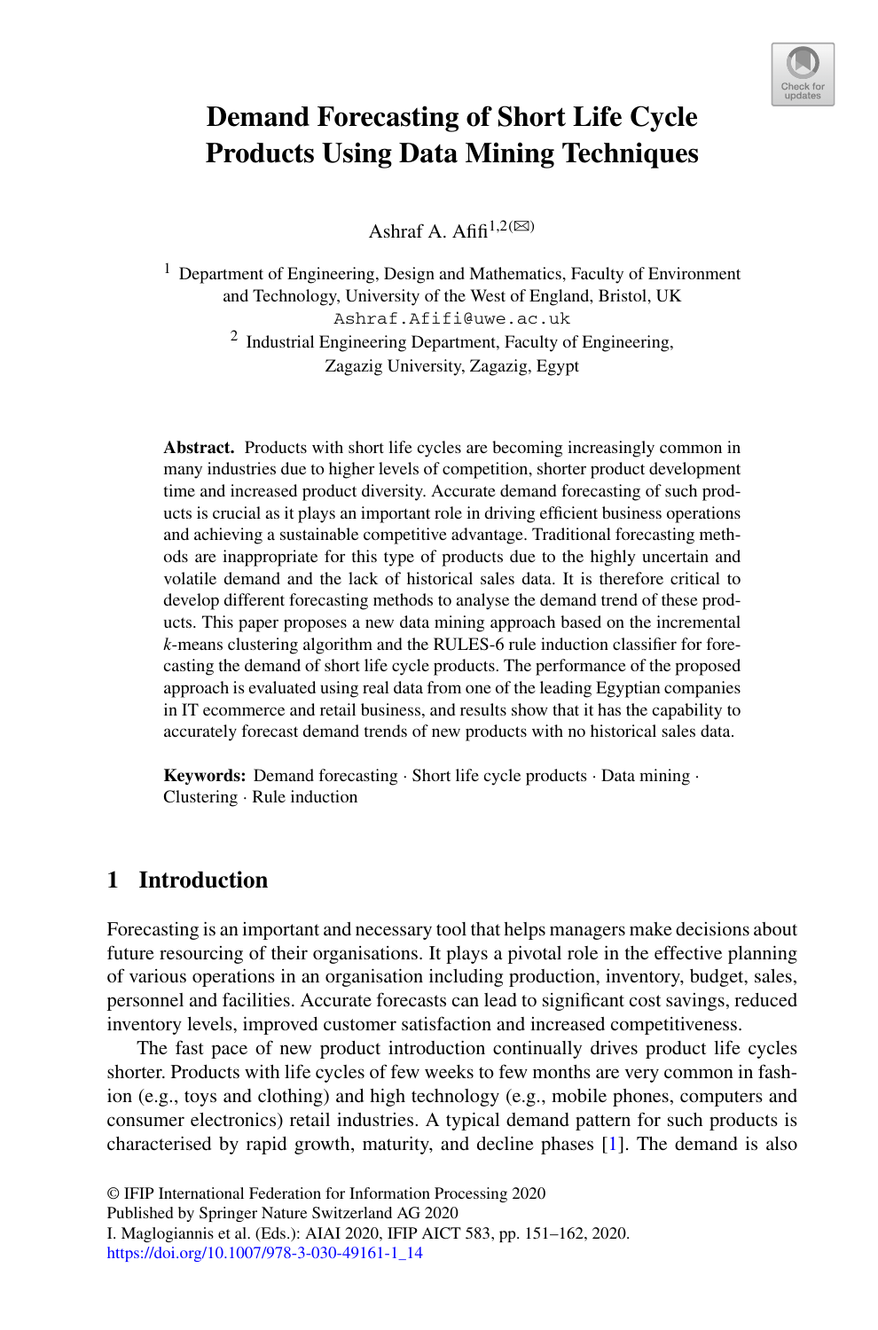# Demand Forecasting of Short Life Cycle Products Using Data Mining Techniques

Ashraf A. Afifi[1,2](✉)

[1] Department of Engineering, Design and Mathematics, Faculty of Environment and Technology, University of the West of England, Bristol, UK
Ashraf.Afifi@uwe.ac.uk

[2] Industrial Engineering Department, Faculty of Engineering, Zagazig University, Zagazig, Egypt

**Abstract.** Products with short life cycles are becoming increasingly common in many industries due to higher levels of competition, shorter product development time and increased product diversity. Accurate demand forecasting of such products is crucial as it plays an important role in driving efficient business operations and achieving a sustainable competitive advantage. Traditional forecasting methods are inappropriate for this type of products due to the highly uncertain and volatile demand and the lack of historical sales data. It is therefore critical to develop different forecasting methods to analyse the demand trend of these products. This paper proposes a new data mining approach based on the incremental *k*-means clustering algorithm and the RULES-6 rule induction classifier for forecasting the demand of short life cycle products. The performance of the proposed approach is evaluated using real data from one of the leading Egyptian companies in IT ecommerce and retail business, and results show that it has the capability to accurately forecast demand trends of new products with no historical sales data.

**Keywords:** Demand forecasting · Short life cycle products · Data mining · Clustering · Rule induction

## 1 Introduction

Forecasting is an important and necessary tool that helps managers make decisions about future resourcing of their organisations. It plays a pivotal role in the effective planning of various operations in an organisation including production, inventory, budget, sales, personnel and facilities. Accurate forecasts can lead to significant cost savings, reduced inventory levels, improved customer satisfaction and increased competitiveness.

The fast pace of new product introduction continually drives product life cycles shorter. Products with life cycles of few weeks to few months are very common in fashion (e.g., toys and clothing) and high technology (e.g., mobile phones, computers and consumer electronics) retail industries. A typical demand pattern for such products is characterised by rapid growth, maturity, and decline phases [1]. The demand is also

© IFIP International Federation for Information Processing 2020
Published by Springer Nature Switzerland AG 2020
I. Maglogiannis et al. (Eds.): AIAI 2020, IFIP AICT 583, pp. 151–162, 2020.
https://doi.org/10.1007/978-3-030-49161-1_14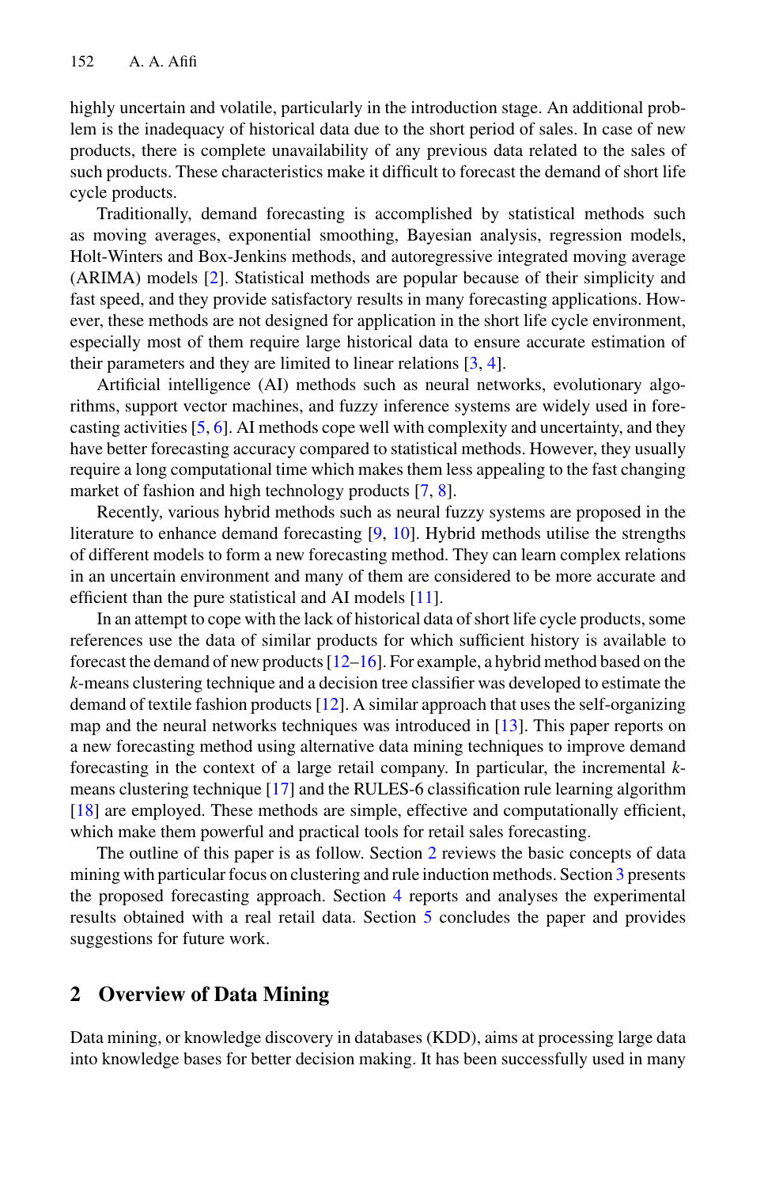highly uncertain and volatile, particularly in the introduction stage. An additional problem is the inadequacy of historical data due to the short period of sales. In case of new products, there is complete unavailability of any previous data related to the sales of such products. These characteristics make it difficult to forecast the demand of short life cycle products.

Traditionally, demand forecasting is accomplished by statistical methods such as moving averages, exponential smoothing, Bayesian analysis, regression models, Holt-Winters and Box-Jenkins methods, and autoregressive integrated moving average (ARIMA) models [2]. Statistical methods are popular because of their simplicity and fast speed, and they provide satisfactory results in many forecasting applications. However, these methods are not designed for application in the short life cycle environment, especially most of them require large historical data to ensure accurate estimation of their parameters and they are limited to linear relations [3, 4].

Artificial intelligence (AI) methods such as neural networks, evolutionary algorithms, support vector machines, and fuzzy inference systems are widely used in forecasting activities [5, 6]. AI methods cope well with complexity and uncertainty, and they have better forecasting accuracy compared to statistical methods. However, they usually require a long computational time which makes them less appealing to the fast changing market of fashion and high technology products [7, 8].

Recently, various hybrid methods such as neural fuzzy systems are proposed in the literature to enhance demand forecasting [9, 10]. Hybrid methods utilise the strengths of different models to form a new forecasting method. They can learn complex relations in an uncertain environment and many of them are considered to be more accurate and efficient than the pure statistical and AI models [11].

In an attempt to cope with the lack of historical data of short life cycle products, some references use the data of similar products for which sufficient history is available to forecast the demand of new products [12–16]. For example, a hybrid method based on the *k*-means clustering technique and a decision tree classifier was developed to estimate the demand of textile fashion products [12]. A similar approach that uses the self-organizing map and the neural networks techniques was introduced in [13]. This paper reports on a new forecasting method using alternative data mining techniques to improve demand forecasting in the context of a large retail company. In particular, the incremental *k*-means clustering technique [17] and the RULES-6 classification rule learning algorithm [18] are employed. These methods are simple, effective and computationally efficient, which make them powerful and practical tools for retail sales forecasting.

The outline of this paper is as follow. Section 2 reviews the basic concepts of data mining with particular focus on clustering and rule induction methods. Section 3 presents the proposed forecasting approach. Section 4 reports and analyses the experimental results obtained with a real retail data. Section 5 concludes the paper and provides suggestions for future work.

## 2 Overview of Data Mining

Data mining, or knowledge discovery in databases (KDD), aims at processing large data into knowledge bases for better decision making. It has been successfully used in many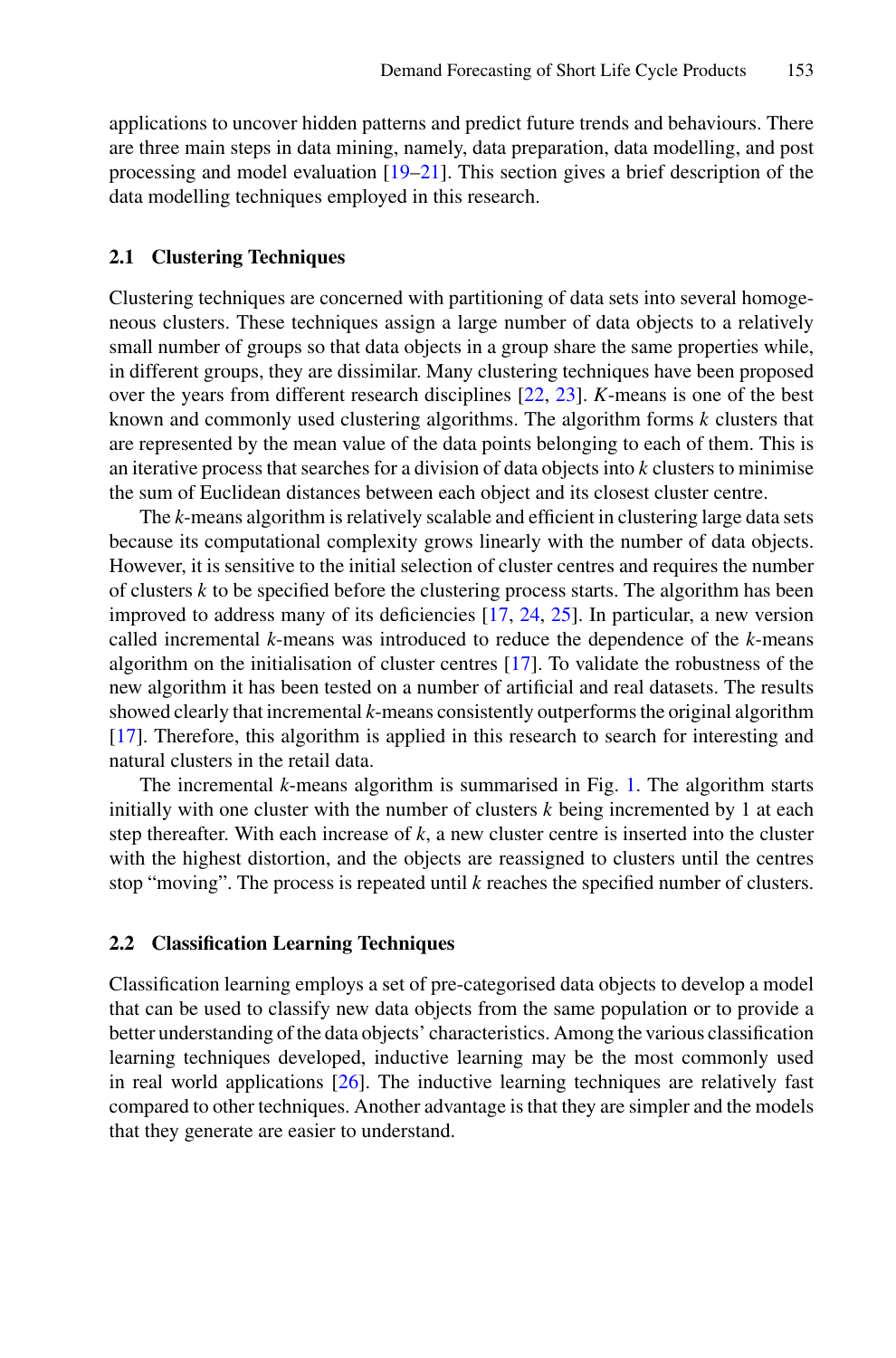applications to uncover hidden patterns and predict future trends and behaviours. There are three main steps in data mining, namely, data preparation, data modelling, and post processing and model evaluation [19–21]. This section gives a brief description of the data modelling techniques employed in this research.

### 2.1 Clustering Techniques

Clustering techniques are concerned with partitioning of data sets into several homogeneous clusters. These techniques assign a large number of data objects to a relatively small number of groups so that data objects in a group share the same properties while, in different groups, they are dissimilar. Many clustering techniques have been proposed over the years from different research disciplines [22, 23]. *K*-means is one of the best known and commonly used clustering algorithms. The algorithm forms $k$ clusters that are represented by the mean value of the data points belonging to each of them. This is an iterative process that searches for a division of data objects into $k$ clusters to minimise the sum of Euclidean distances between each object and its closest cluster centre.

The $k$-means algorithm is relatively scalable and efficient in clustering large data sets because its computational complexity grows linearly with the number of data objects. However, it is sensitive to the initial selection of cluster centres and requires the number of clusters $k$ to be specified before the clustering process starts. The algorithm has been improved to address many of its deficiencies [17, 24, 25]. In particular, a new version called incremental $k$-means was introduced to reduce the dependence of the $k$-means algorithm on the initialisation of cluster centres [17]. To validate the robustness of the new algorithm it has been tested on a number of artificial and real datasets. The results showed clearly that incremental $k$-means consistently outperforms the original algorithm [17]. Therefore, this algorithm is applied in this research to search for interesting and natural clusters in the retail data.

The incremental $k$-means algorithm is summarised in Fig. 1. The algorithm starts initially with one cluster with the number of clusters $k$ being incremented by 1 at each step thereafter. With each increase of $k$, a new cluster centre is inserted into the cluster with the highest distortion, and the objects are reassigned to clusters until the centres stop "moving". The process is repeated until $k$ reaches the specified number of clusters.

### 2.2 Classification Learning Techniques

Classification learning employs a set of pre-categorised data objects to develop a model that can be used to classify new data objects from the same population or to provide a better understanding of the data objects' characteristics. Among the various classification learning techniques developed, inductive learning may be the most commonly used in real world applications [26]. The inductive learning techniques are relatively fast compared to other techniques. Another advantage is that they are simpler and the models that they generate are easier to understand.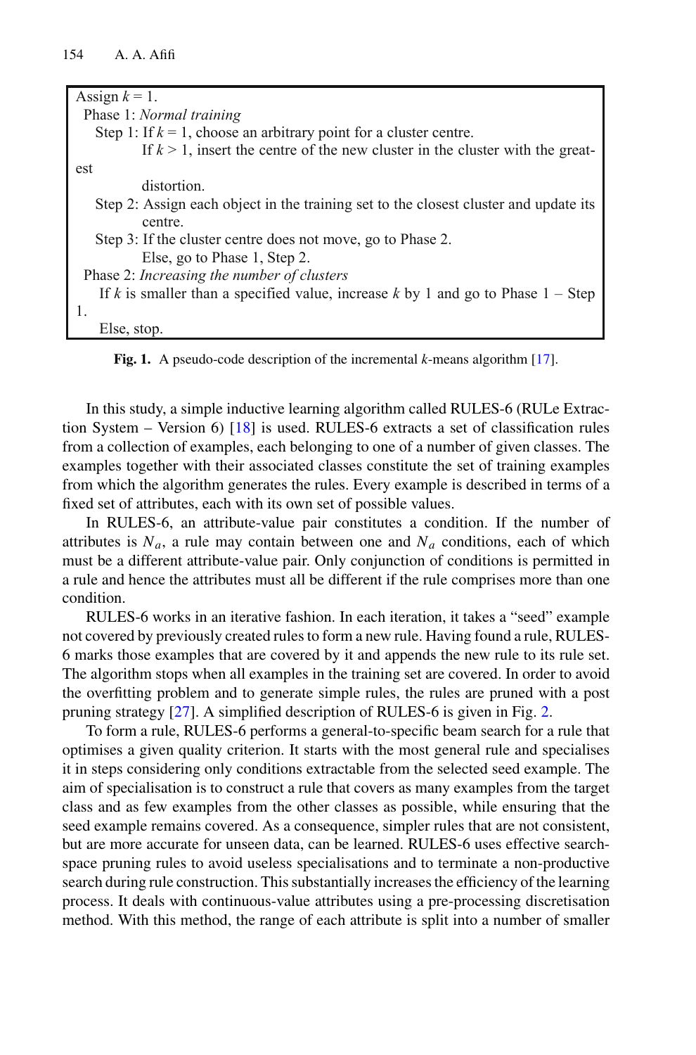```
Assign k = 1.
 Phase 1: Normal training
   Step 1: If k = 1, choose an arbitrary point for a cluster centre.
           If k > 1, insert the centre of the new cluster in the cluster with the greatest
           distortion.
   Step 2: Assign each object in the training set to the closest cluster and update its
           centre.
   Step 3: If the cluster centre does not move, go to Phase 2.
           Else, go to Phase 1, Step 2.
 Phase 2: Increasing the number of clusters
    If k is smaller than a specified value, increase k by 1 and go to Phase 1 – Step 1.
    Else, stop.
```

**Fig. 1.** A pseudo-code description of the incremental $k$-means algorithm [17].

In this study, a simple inductive learning algorithm called RULES-6 (RULe Extraction System – Version 6) [18] is used. RULES-6 extracts a set of classification rules from a collection of examples, each belonging to one of a number of given classes. The examples together with their associated classes constitute the set of training examples from which the algorithm generates the rules. Every example is described in terms of a fixed set of attributes, each with its own set of possible values.

In RULES-6, an attribute-value pair constitutes a condition. If the number of attributes is $N_a$, a rule may contain between one and $N_a$ conditions, each of which must be a different attribute-value pair. Only conjunction of conditions is permitted in a rule and hence the attributes must all be different if the rule comprises more than one condition.

RULES-6 works in an iterative fashion. In each iteration, it takes a "seed" example not covered by previously created rules to form a new rule. Having found a rule, RULES-6 marks those examples that are covered by it and appends the new rule to its rule set. The algorithm stops when all examples in the training set are covered. In order to avoid the overfitting problem and to generate simple rules, the rules are pruned with a post pruning strategy [27]. A simplified description of RULES-6 is given in Fig. 2.

To form a rule, RULES-6 performs a general-to-specific beam search for a rule that optimises a given quality criterion. It starts with the most general rule and specialises it in steps considering only conditions extractable from the selected seed example. The aim of specialisation is to construct a rule that covers as many examples from the target class and as few examples from the other classes as possible, while ensuring that the seed example remains covered. As a consequence, simpler rules that are not consistent, but are more accurate for unseen data, can be learned. RULES-6 uses effective search-space pruning rules to avoid useless specialisations and to terminate a non-productive search during rule construction. This substantially increases the efficiency of the learning process. It deals with continuous-value attributes using a pre-processing discretisation method. With this method, the range of each attribute is split into a number of smaller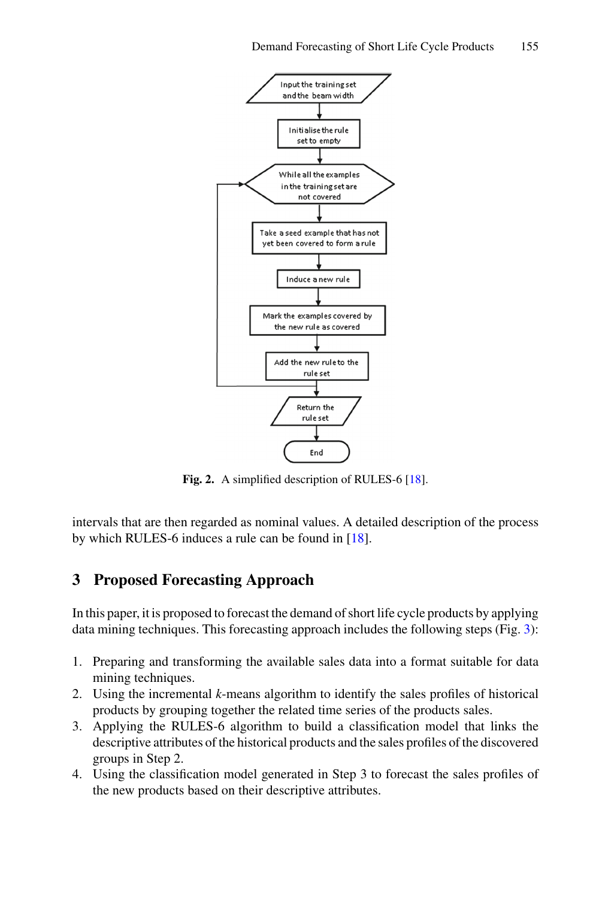Fig. 2. A simplified description of RULES-6 [18].

intervals that are then regarded as nominal values. A detailed description of the process by which RULES-6 induces a rule can be found in [18].

## 3 Proposed Forecasting Approach

In this paper, it is proposed to forecast the demand of short life cycle products by applying data mining techniques. This forecasting approach includes the following steps (Fig. 3):

1. Preparing and transforming the available sales data into a format suitable for data mining techniques.
2. Using the incremental *k*-means algorithm to identify the sales profiles of historical products by grouping together the related time series of the products sales.
3. Applying the RULES-6 algorithm to build a classification model that links the descriptive attributes of the historical products and the sales profiles of the discovered groups in Step 2.
4. Using the classification model generated in Step 3 to forecast the sales profiles of the new products based on their descriptive attributes.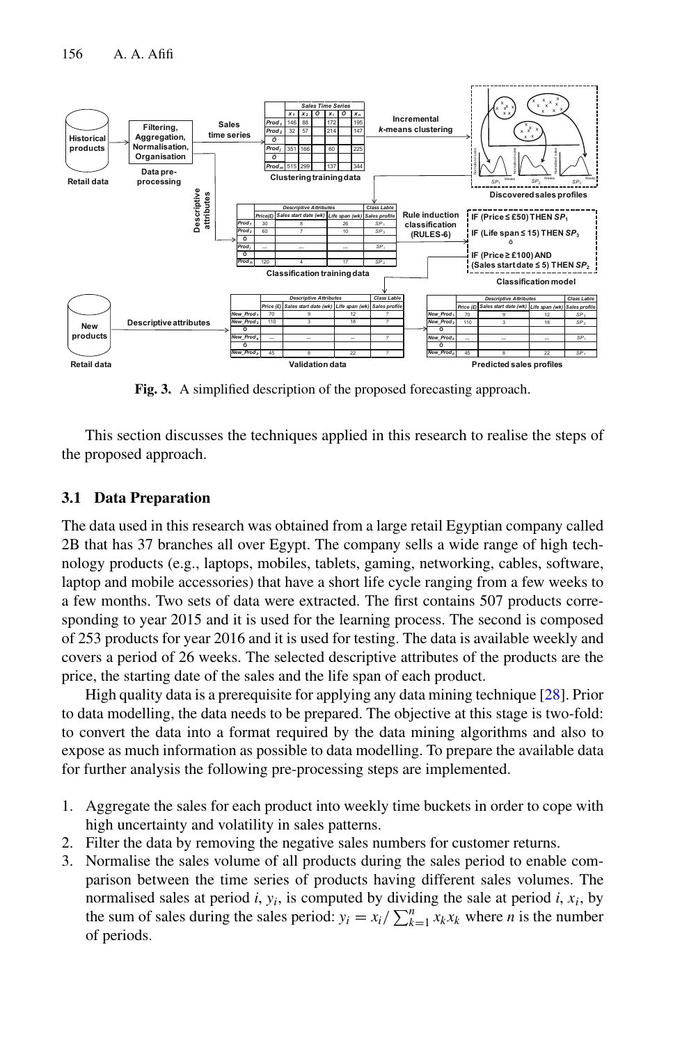Fig. 3. A simplified description of the proposed forecasting approach.

This section discusses the techniques applied in this research to realise the steps of the proposed approach.

### 3.1 Data Preparation

The data used in this research was obtained from a large retail Egyptian company called 2B that has 37 branches all over Egypt. The company sells a wide range of high technology products (e.g., laptops, mobiles, tablets, gaming, networking, cables, software, laptop and mobile accessories) that have a short life cycle ranging from a few weeks to a few months. Two sets of data were extracted. The first contains 507 products corresponding to year 2015 and it is used for the learning process. The second is composed of 253 products for year 2016 and it is used for testing. The data is available weekly and covers a period of 26 weeks. The selected descriptive attributes of the products are the price, the starting date of the sales and the life span of each product.

High quality data is a prerequisite for applying any data mining technique [28]. Prior to data modelling, the data needs to be prepared. The objective at this stage is two-fold: to convert the data into a format required by the data mining algorithms and also to expose as much information as possible to data modelling. To prepare the available data for further analysis the following pre-processing steps are implemented.

1. Aggregate the sales for each product into weekly time buckets in order to cope with high uncertainty and volatility in sales patterns.
2. Filter the data by removing the negative sales numbers for customer returns.
3. Normalise the sales volume of all products during the sales period to enable comparison between the time series of products having different sales volumes. The normalised sales at period $i$, $y_i$, is computed by dividing the sale at period $i$, $x_i$, by the sum of sales during the sales period: $y_i = x_i / \sum_{k=1}^{n} x_k x_k$ where $n$ is the number of periods.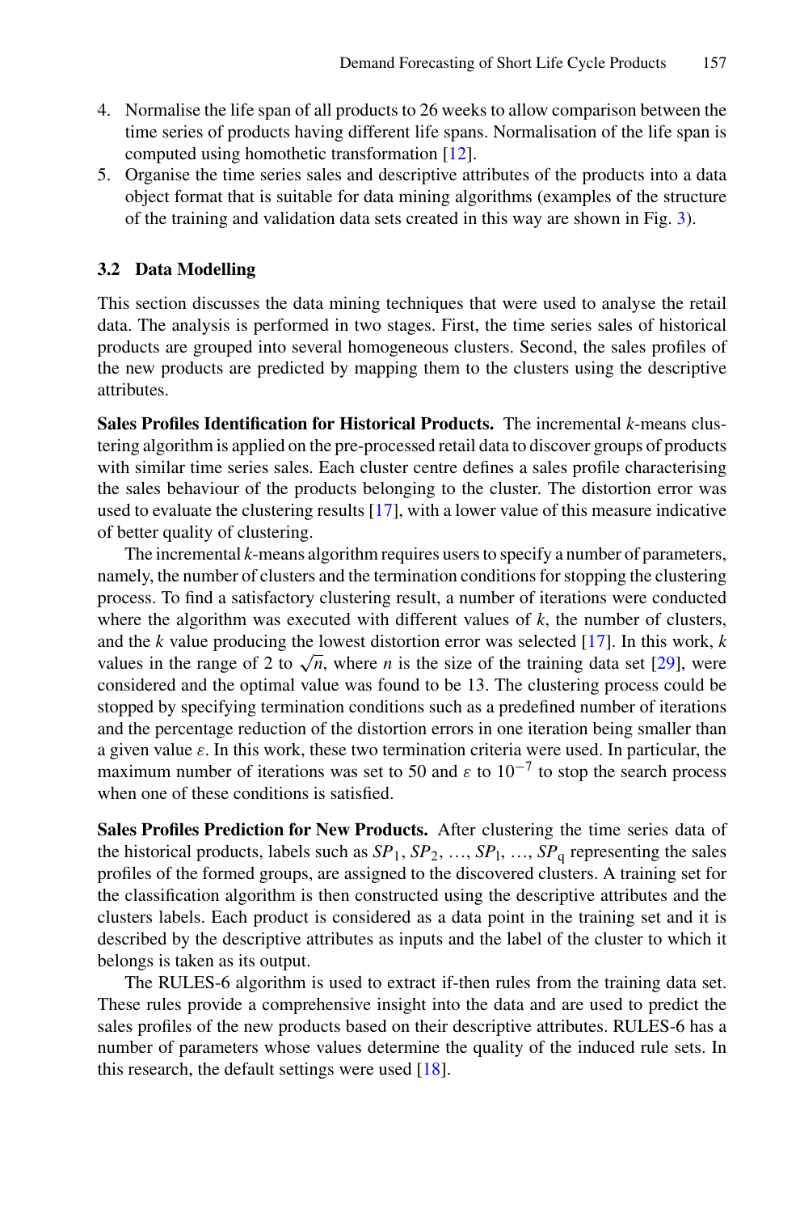4. Normalise the life span of all products to 26 weeks to allow comparison between the time series of products having different life spans. Normalisation of the life span is computed using homothetic transformation [12].
5. Organise the time series sales and descriptive attributes of the products into a data object format that is suitable for data mining algorithms (examples of the structure of the training and validation data sets created in this way are shown in Fig. 3).

### 3.2 Data Modelling

This section discusses the data mining techniques that were used to analyse the retail data. The analysis is performed in two stages. First, the time series sales of historical products are grouped into several homogeneous clusters. Second, the sales profiles of the new products are predicted by mapping them to the clusters using the descriptive attributes.

**Sales Profiles Identification for Historical Products.** The incremental *k*-means clustering algorithm is applied on the pre-processed retail data to discover groups of products with similar time series sales. Each cluster centre defines a sales profile characterising the sales behaviour of the products belonging to the cluster. The distortion error was used to evaluate the clustering results [17], with a lower value of this measure indicative of better quality of clustering.

The incremental *k*-means algorithm requires users to specify a number of parameters, namely, the number of clusters and the termination conditions for stopping the clustering process. To find a satisfactory clustering result, a number of iterations were conducted where the algorithm was executed with different values of $k$, the number of clusters, and the $k$ value producing the lowest distortion error was selected [17]. In this work, $k$ values in the range of 2 to $\sqrt{n}$, where $n$ is the size of the training data set [29], were considered and the optimal value was found to be 13. The clustering process could be stopped by specifying termination conditions such as a predefined number of iterations and the percentage reduction of the distortion errors in one iteration being smaller than a given value $\varepsilon$. In this work, these two termination criteria were used. In particular, the maximum number of iterations was set to 50 and $\varepsilon$ to $10^{-7}$ to stop the search process when one of these conditions is satisfied.

**Sales Profiles Prediction for New Products.** After clustering the time series data of the historical products, labels such as $SP_1$, $SP_2$, …, $SP_l$, …, $SP_q$ representing the sales profiles of the formed groups, are assigned to the discovered clusters. A training set for the classification algorithm is then constructed using the descriptive attributes and the clusters labels. Each product is considered as a data point in the training set and it is described by the descriptive attributes as inputs and the label of the cluster to which it belongs is taken as its output.

The RULES-6 algorithm is used to extract if-then rules from the training data set. These rules provide a comprehensive insight into the data and are used to predict the sales profiles of the new products based on their descriptive attributes. RULES-6 has a number of parameters whose values determine the quality of the induced rule sets. In this research, the default settings were used [18].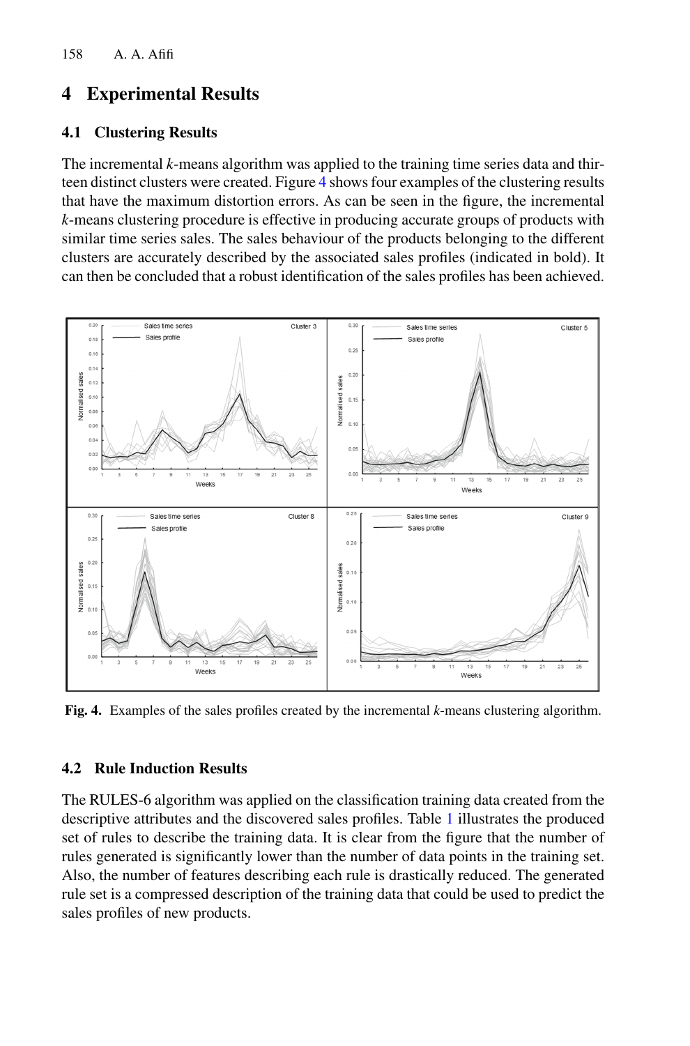## 4 Experimental Results

### 4.1 Clustering Results

The incremental *k*-means algorithm was applied to the training time series data and thirteen distinct clusters were created. Figure 4 shows four examples of the clustering results that have the maximum distortion errors. As can be seen in the figure, the incremental *k*-means clustering procedure is effective in producing accurate groups of products with similar time series sales. The sales behaviour of the products belonging to the different clusters are accurately described by the associated sales profiles (indicated in bold). It can then be concluded that a robust identification of the sales profiles has been achieved.

**Fig. 4.** Examples of the sales profiles created by the incremental *k*-means clustering algorithm.

### 4.2 Rule Induction Results

The RULES-6 algorithm was applied on the classification training data created from the descriptive attributes and the discovered sales profiles. Table 1 illustrates the produced set of rules to describe the training data. It is clear from the figure that the number of rules generated is significantly lower than the number of data points in the training set. Also, the number of features describing each rule is drastically reduced. The generated rule set is a compressed description of the training data that could be used to predict the sales profiles of new products.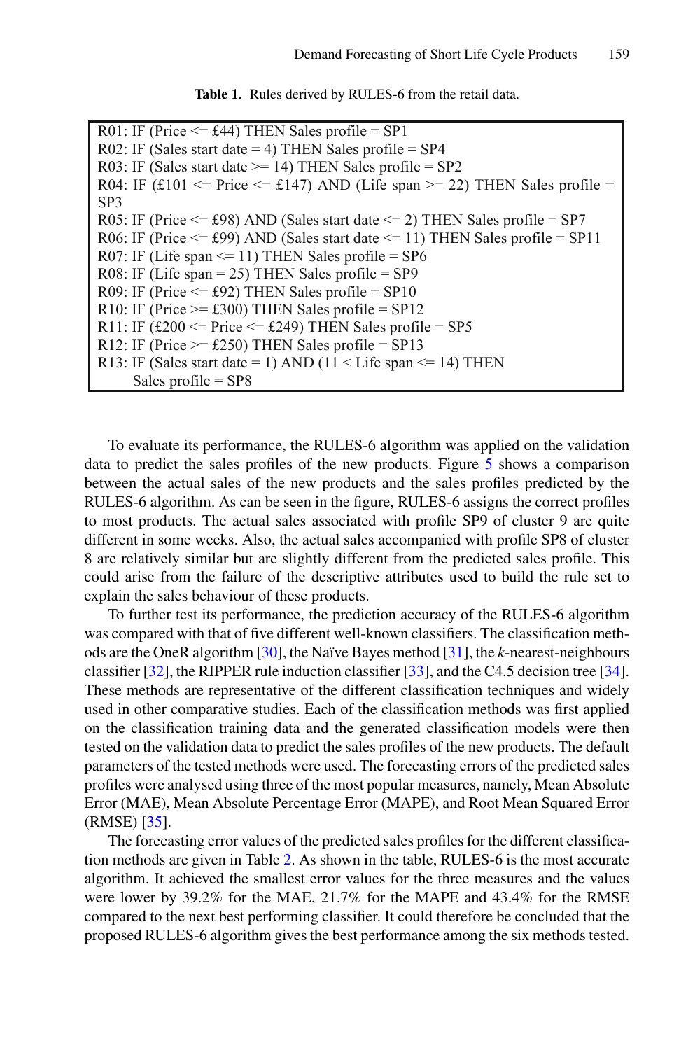**Table 1.** Rules derived by RULES-6 from the retail data.

```
R01: IF (Price <= £44) THEN Sales profile = SP1
R02: IF (Sales start date = 4) THEN Sales profile = SP4
R03: IF (Sales start date >= 14) THEN Sales profile = SP2
R04: IF (£101 <= Price <= £147) AND (Life span >= 22) THEN Sales profile = SP3
R05: IF (Price <= £98) AND (Sales start date <= 2) THEN Sales profile = SP7
R06: IF (Price <= £99) AND (Sales start date <= 11) THEN Sales profile = SP11
R07: IF (Life span <= 11) THEN Sales profile = SP6
R08: IF (Life span = 25) THEN Sales profile = SP9
R09: IF (Price <= £92) THEN Sales profile = SP10
R10: IF (Price >= £300) THEN Sales profile = SP12
R11: IF (£200 <= Price <= £249) THEN Sales profile = SP5
R12: IF (Price >= £250) THEN Sales profile = SP13
R13: IF (Sales start date = 1) AND (11 < Life span <= 14) THEN
     Sales profile = SP8
```

To evaluate its performance, the RULES-6 algorithm was applied on the validation data to predict the sales profiles of the new products. Figure 5 shows a comparison between the actual sales of the new products and the sales profiles predicted by the RULES-6 algorithm. As can be seen in the figure, RULES-6 assigns the correct profiles to most products. The actual sales associated with profile SP9 of cluster 9 are quite different in some weeks. Also, the actual sales accompanied with profile SP8 of cluster 8 are relatively similar but are slightly different from the predicted sales profile. This could arise from the failure of the descriptive attributes used to build the rule set to explain the sales behaviour of these products.

To further test its performance, the prediction accuracy of the RULES-6 algorithm was compared with that of five different well-known classifiers. The classification methods are the OneR algorithm [30], the Naïve Bayes method [31], the *k*-nearest-neighbours classifier [32], the RIPPER rule induction classifier [33], and the C4.5 decision tree [34]. These methods are representative of the different classification techniques and widely used in other comparative studies. Each of the classification methods was first applied on the classification training data and the generated classification models were then tested on the validation data to predict the sales profiles of the new products. The default parameters of the tested methods were used. The forecasting errors of the predicted sales profiles were analysed using three of the most popular measures, namely, Mean Absolute Error (MAE), Mean Absolute Percentage Error (MAPE), and Root Mean Squared Error (RMSE) [35].

The forecasting error values of the predicted sales profiles for the different classification methods are given in Table 2. As shown in the table, RULES-6 is the most accurate algorithm. It achieved the smallest error values for the three measures and the values were lower by 39.2% for the MAE, 21.7% for the MAPE and 43.4% for the RMSE compared to the next best performing classifier. It could therefore be concluded that the proposed RULES-6 algorithm gives the best performance among the six methods tested.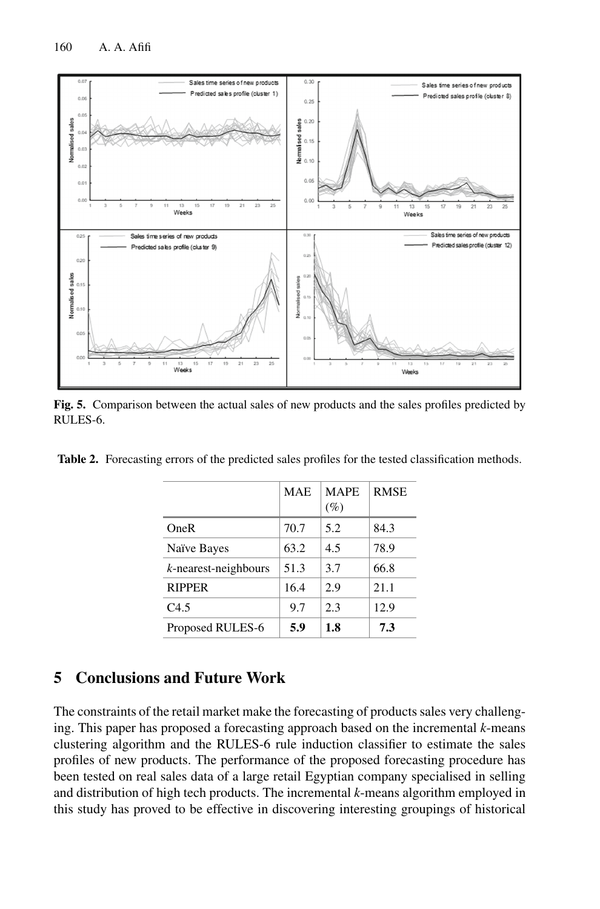**Fig. 5.** Comparison between the actual sales of new products and the sales profiles predicted by RULES-6.

**Table 2.** Forecasting errors of the predicted sales profiles for the tested classification methods.

| | MAE | MAPE (%) | RMSE |
|---|---|---|---|
| OneR | 70.7 | 5.2 | 84.3 |
| Naïve Bayes | 63.2 | 4.5 | 78.9 |
| *k*-nearest-neighbours | 51.3 | 3.7 | 66.8 |
| RIPPER | 16.4 | 2.9 | 21.1 |
| C4.5 | 9.7 | 2.3 | 12.9 |
| Proposed RULES-6 | **5.9** | **1.8** | **7.3** |

## 5 Conclusions and Future Work

The constraints of the retail market make the forecasting of products sales very challenging. This paper has proposed a forecasting approach based on the incremental *k*-means clustering algorithm and the RULES-6 rule induction classifier to estimate the sales profiles of new products. The performance of the proposed forecasting procedure has been tested on real sales data of a large retail Egyptian company specialised in selling and distribution of high tech products. The incremental *k*-means algorithm employed in this study has proved to be effective in discovering interesting groupings of historical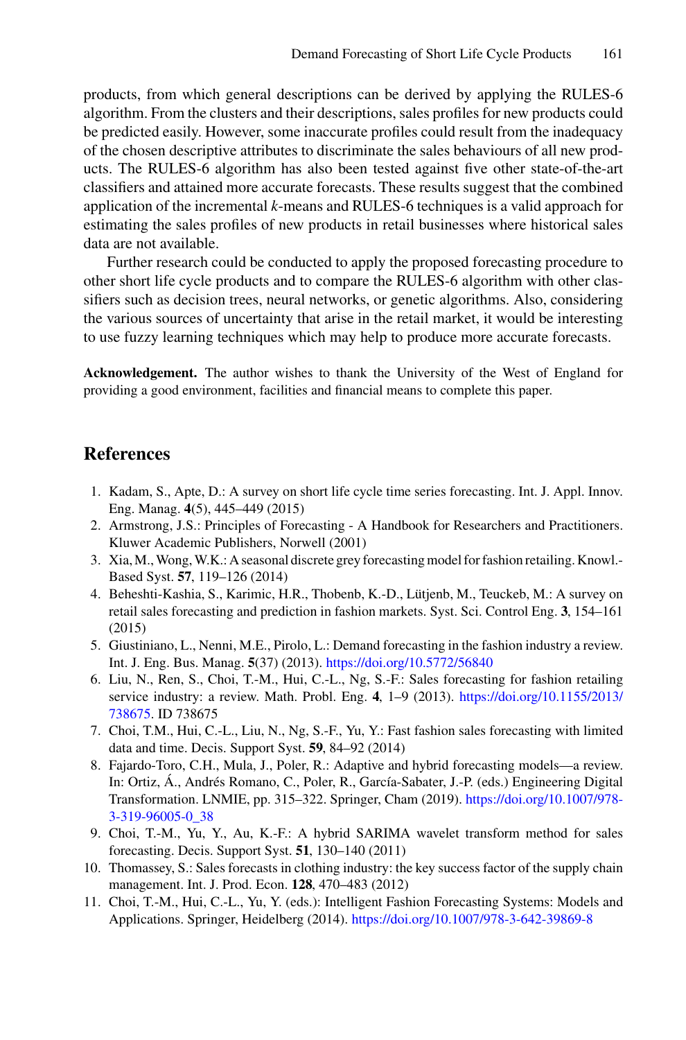products, from which general descriptions can be derived by applying the RULES-6 algorithm. From the clusters and their descriptions, sales profiles for new products could be predicted easily. However, some inaccurate profiles could result from the inadequacy of the chosen descriptive attributes to discriminate the sales behaviours of all new products. The RULES-6 algorithm has also been tested against five other state-of-the-art classifiers and attained more accurate forecasts. These results suggest that the combined application of the incremental *k*-means and RULES-6 techniques is a valid approach for estimating the sales profiles of new products in retail businesses where historical sales data are not available.

Further research could be conducted to apply the proposed forecasting procedure to other short life cycle products and to compare the RULES-6 algorithm with other classifiers such as decision trees, neural networks, or genetic algorithms. Also, considering the various sources of uncertainty that arise in the retail market, it would be interesting to use fuzzy learning techniques which may help to produce more accurate forecasts.

**Acknowledgement.** The author wishes to thank the University of the West of England for providing a good environment, facilities and financial means to complete this paper.

## References

1. Kadam, S., Apte, D.: A survey on short life cycle time series forecasting. Int. J. Appl. Innov. Eng. Manag. **4**(5), 445–449 (2015)
2. Armstrong, J.S.: Principles of Forecasting - A Handbook for Researchers and Practitioners. Kluwer Academic Publishers, Norwell (2001)
3. Xia, M., Wong, W.K.: A seasonal discrete grey forecasting model for fashion retailing. Knowl.-Based Syst. **57**, 119–126 (2014)
4. Beheshti-Kashia, S., Karimic, H.R., Thobenb, K.-D., Lütjenb, M., Teuckeb, M.: A survey on retail sales forecasting and prediction in fashion markets. Syst. Sci. Control Eng. **3**, 154–161 (2015)
5. Giustiniano, L., Nenni, M.E., Pirolo, L.: Demand forecasting in the fashion industry a review. Int. J. Eng. Bus. Manag. **5**(37) (2013). https://doi.org/10.5772/56840
6. Liu, N., Ren, S., Choi, T.-M., Hui, C.-L., Ng, S.-F.: Sales forecasting for fashion retailing service industry: a review. Math. Probl. Eng. **4**, 1–9 (2013). https://doi.org/10.1155/2013/738675. ID 738675
7. Choi, T.M., Hui, C.-L., Liu, N., Ng, S.-F., Yu, Y.: Fast fashion sales forecasting with limited data and time. Decis. Support Syst. **59**, 84–92 (2014)
8. Fajardo-Toro, C.H., Mula, J., Poler, R.: Adaptive and hybrid forecasting models—a review. In: Ortiz, Á., Andrés Romano, C., Poler, R., García-Sabater, J.-P. (eds.) Engineering Digital Transformation. LNMIE, pp. 315–322. Springer, Cham (2019). https://doi.org/10.1007/978-3-319-96005-0_38
9. Choi, T.-M., Yu, Y., Au, K.-F.: A hybrid SARIMA wavelet transform method for sales forecasting. Decis. Support Syst. **51**, 130–140 (2011)
10. Thomassey, S.: Sales forecasts in clothing industry: the key success factor of the supply chain management. Int. J. Prod. Econ. **128**, 470–483 (2012)
11. Choi, T.-M., Hui, C.-L., Yu, Y. (eds.): Intelligent Fashion Forecasting Systems: Models and Applications. Springer, Heidelberg (2014). https://doi.org/10.1007/978-3-642-39869-8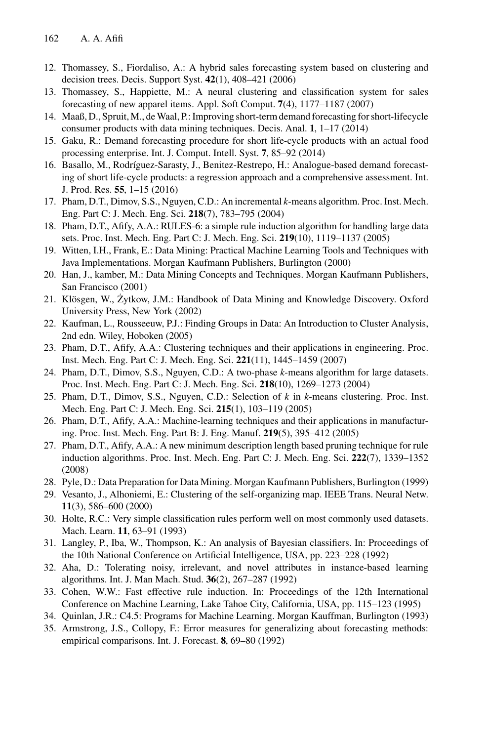12. Thomassey, S., Fiordaliso, A.: A hybrid sales forecasting system based on clustering and decision trees. Decis. Support Syst. **42**(1), 408–421 (2006)
13. Thomassey, S., Happiette, M.: A neural clustering and classification system for sales forecasting of new apparel items. Appl. Soft Comput. **7**(4), 1177–1187 (2007)
14. Maaß, D., Spruit, M., de Waal, P.: Improving short-term demand forecasting for short-lifecycle consumer products with data mining techniques. Decis. Anal. **1**, 1–17 (2014)
15. Gaku, R.: Demand forecasting procedure for short life-cycle products with an actual food processing enterprise. Int. J. Comput. Intell. Syst. **7**, 85–92 (2014)
16. Basallo, M., Rodríguez-Sarasty, J., Benitez-Restrepo, H.: Analogue-based demand forecasting of short life-cycle products: a regression approach and a comprehensive assessment. Int. J. Prod. Res. **55**, 1–15 (2016)
17. Pham, D.T., Dimov, S.S., Nguyen, C.D.: An incremental *k*-means algorithm. Proc. Inst. Mech. Eng. Part C: J. Mech. Eng. Sci. **218**(7), 783–795 (2004)
18. Pham, D.T., Afify, A.A.: RULES-6: a simple rule induction algorithm for handling large data sets. Proc. Inst. Mech. Eng. Part C: J. Mech. Eng. Sci. **219**(10), 1119–1137 (2005)
19. Witten, I.H., Frank, E.: Data Mining: Practical Machine Learning Tools and Techniques with Java Implementations. Morgan Kaufmann Publishers, Burlington (2000)
20. Han, J., kamber, M.: Data Mining Concepts and Techniques. Morgan Kaufmann Publishers, San Francisco (2001)
21. Klösgen, W., Żytkow, J.M.: Handbook of Data Mining and Knowledge Discovery. Oxford University Press, New York (2002)
22. Kaufman, L., Rousseeuw, P.J.: Finding Groups in Data: An Introduction to Cluster Analysis, 2nd edn. Wiley, Hoboken (2005)
23. Pham, D.T., Afify, A.A.: Clustering techniques and their applications in engineering. Proc. Inst. Mech. Eng. Part C: J. Mech. Eng. Sci. **221**(11), 1445–1459 (2007)
24. Pham, D.T., Dimov, S.S., Nguyen, C.D.: A two-phase *k*-means algorithm for large datasets. Proc. Inst. Mech. Eng. Part C: J. Mech. Eng. Sci. **218**(10), 1269–1273 (2004)
25. Pham, D.T., Dimov, S.S., Nguyen, C.D.: Selection of *k* in *k*-means clustering. Proc. Inst. Mech. Eng. Part C: J. Mech. Eng. Sci. **215**(1), 103–119 (2005)
26. Pham, D.T., Afify, A.A.: Machine-learning techniques and their applications in manufacturing. Proc. Inst. Mech. Eng. Part B: J. Eng. Manuf. **219**(5), 395–412 (2005)
27. Pham, D.T., Afify, A.A.: A new minimum description length based pruning technique for rule induction algorithms. Proc. Inst. Mech. Eng. Part C: J. Mech. Eng. Sci. **222**(7), 1339–1352 (2008)
28. Pyle, D.: Data Preparation for Data Mining. Morgan Kaufmann Publishers, Burlington (1999)
29. Vesanto, J., Alhoniemi, E.: Clustering of the self-organizing map. IEEE Trans. Neural Netw. **11**(3), 586–600 (2000)
30. Holte, R.C.: Very simple classification rules perform well on most commonly used datasets. Mach. Learn. **11**, 63–91 (1993)
31. Langley, P., Iba, W., Thompson, K.: An analysis of Bayesian classifiers. In: Proceedings of the 10th National Conference on Artificial Intelligence, USA, pp. 223–228 (1992)
32. Aha, D.: Tolerating noisy, irrelevant, and novel attributes in instance-based learning algorithms. Int. J. Man Mach. Stud. **36**(2), 267–287 (1992)
33. Cohen, W.W.: Fast effective rule induction. In: Proceedings of the 12th International Conference on Machine Learning, Lake Tahoe City, California, USA, pp. 115–123 (1995)
34. Quinlan, J.R.: C4.5: Programs for Machine Learning. Morgan Kauffman, Burlington (1993)
35. Armstrong, J.S., Collopy, F.: Error measures for generalizing about forecasting methods: empirical comparisons. Int. J. Forecast. **8**, 69–80 (1992)